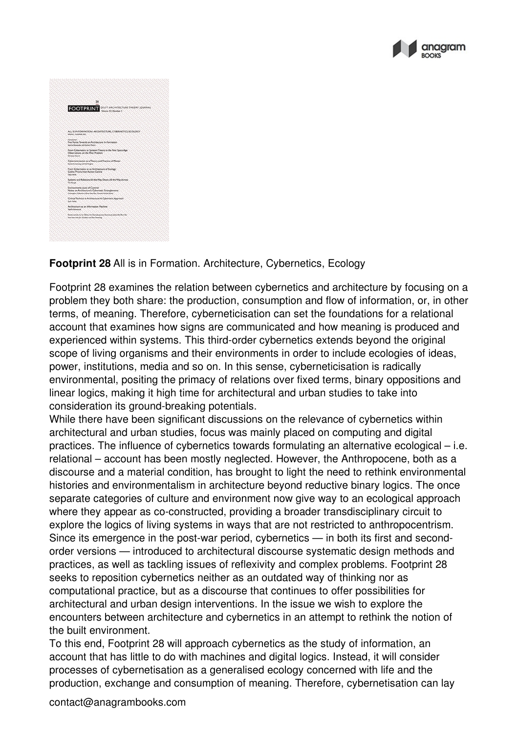**Footprint 28** All is in Formation. Architecture, Cybernetics, Ecology

Footprint 28 examines the relation between cybernetics and architecture by focusing on a problem they both share: the production, consumption and flow of information, or, in other terms, of meaning. Therefore, cyberneticisation can set the foundations for a relational account that examines how signs are communicated and how meaning is produced and experienced within systems. This third-order cybernetics extends beyond the original scope of living organisms and their environments in order to include ecologies of ideas, power, institutions, media and so on. In this sense, cyberneticisation is radically environmental, positing the primacy of relations over fixed terms, binary oppositions and linear logics, making it high time for architectural and urban studies to take into consideration its ground-breaking potentials.

While there have been significant discussions on the relevance of cybernetics within architectural and urban studies, focus was mainly placed on computing and digital practices. The influence of cybernetics towards formulating an alternative ecological – i.e. relational – account has been mostly neglected. However, the Anthropocene, both as a discourse and a material condition, has brought to light the need to rethink environmental histories and environmentalism in architecture beyond reductive binary logics. The once separate categories of culture and environment now give way to an ecological approach where they appear as co-constructed, providing a broader transdisciplinary circuit to explore the logics of living systems in ways that are not restricted to anthropocentrism. Since its emergence in the post-war period, cybernetics — in both its first and second-order versions — introduced to architectural discourse systematic design methods and practices, as well as tackling issues of reflexivity and complex problems. Footprint 28 seeks to reposition cybernetics neither as an outdated way of thinking nor as computational practice, but as a discourse that continues to offer possibilities for architectural and urban design interventions. In the issue we wish to explore the encounters between architecture and cybernetics in an attempt to rethink the notion of the built environment.

To this end, Footprint 28 will approach cybernetics as the study of information, an account that has little to do with machines and digital logics. Instead, it will consider processes of cybernetisation as a generalised ecology concerned with life and the production, exchange and consumption of meaning. Therefore, cybernetisation can lay

contact@anagrambooks.com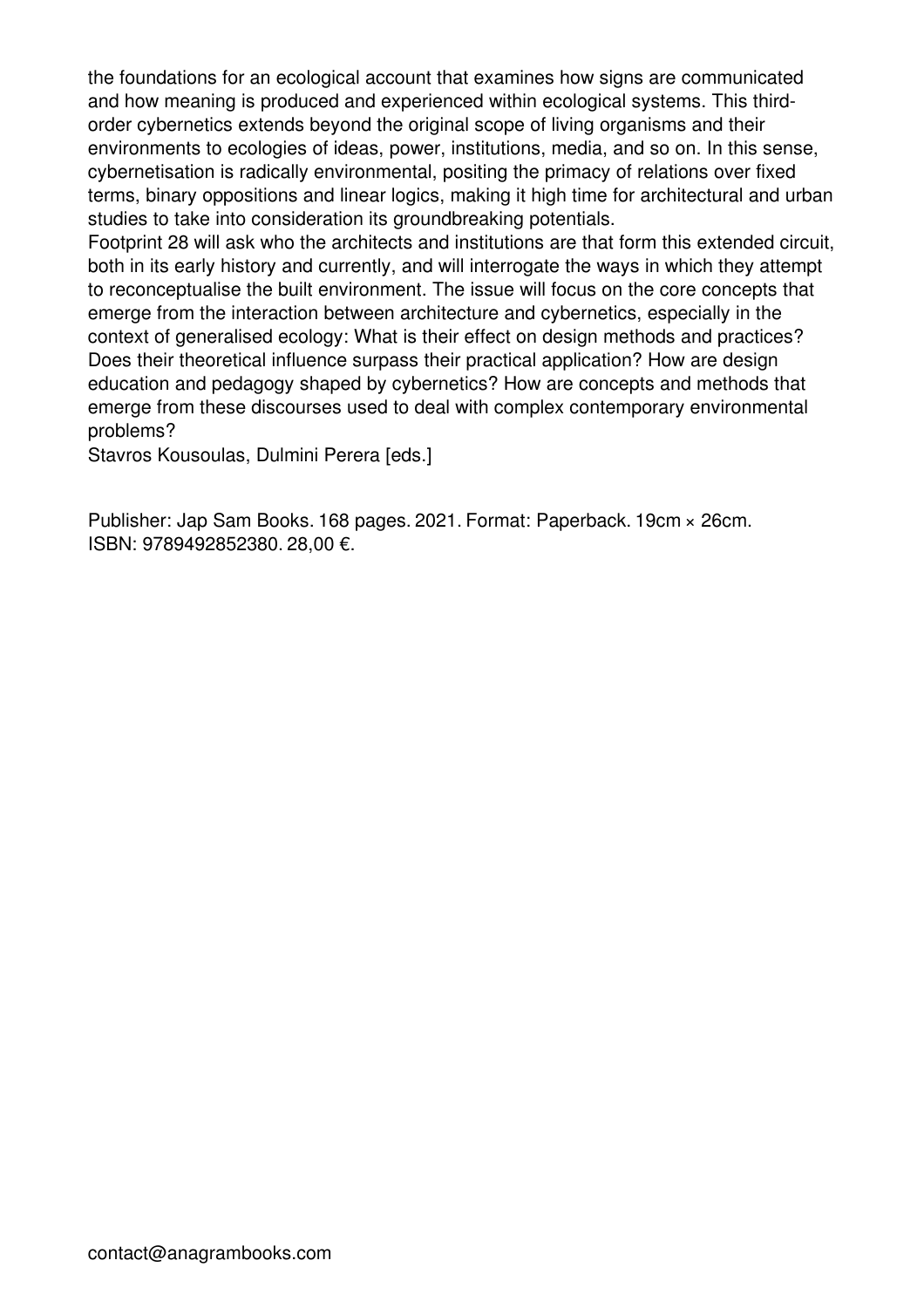the foundations for an ecological account that examines how signs are communicated and how meaning is produced and experienced within ecological systems. This third-order cybernetics extends beyond the original scope of living organisms and their environments to ecologies of ideas, power, institutions, media, and so on. In this sense, cybernetisation is radically environmental, positing the primacy of relations over fixed terms, binary oppositions and linear logics, making it high time for architectural and urban studies to take into consideration its groundbreaking potentials.

Footprint 28 will ask who the architects and institutions are that form this extended circuit, both in its early history and currently, and will interrogate the ways in which they attempt to reconceptualise the built environment. The issue will focus on the core concepts that emerge from the interaction between architecture and cybernetics, especially in the context of generalised ecology: What is their effect on design methods and practices? Does their theoretical influence surpass their practical application? How are design education and pedagogy shaped by cybernetics? How are concepts and methods that emerge from these discourses used to deal with complex contemporary environmental problems?

Stavros Kousoulas, Dulmini Perera [eds.]

Publisher: Jap Sam Books. 168 pages. 2021. Format: Paperback. 19cm × 26cm.
ISBN: 9789492852380. 28,00 €.

contact@anagrambooks.com